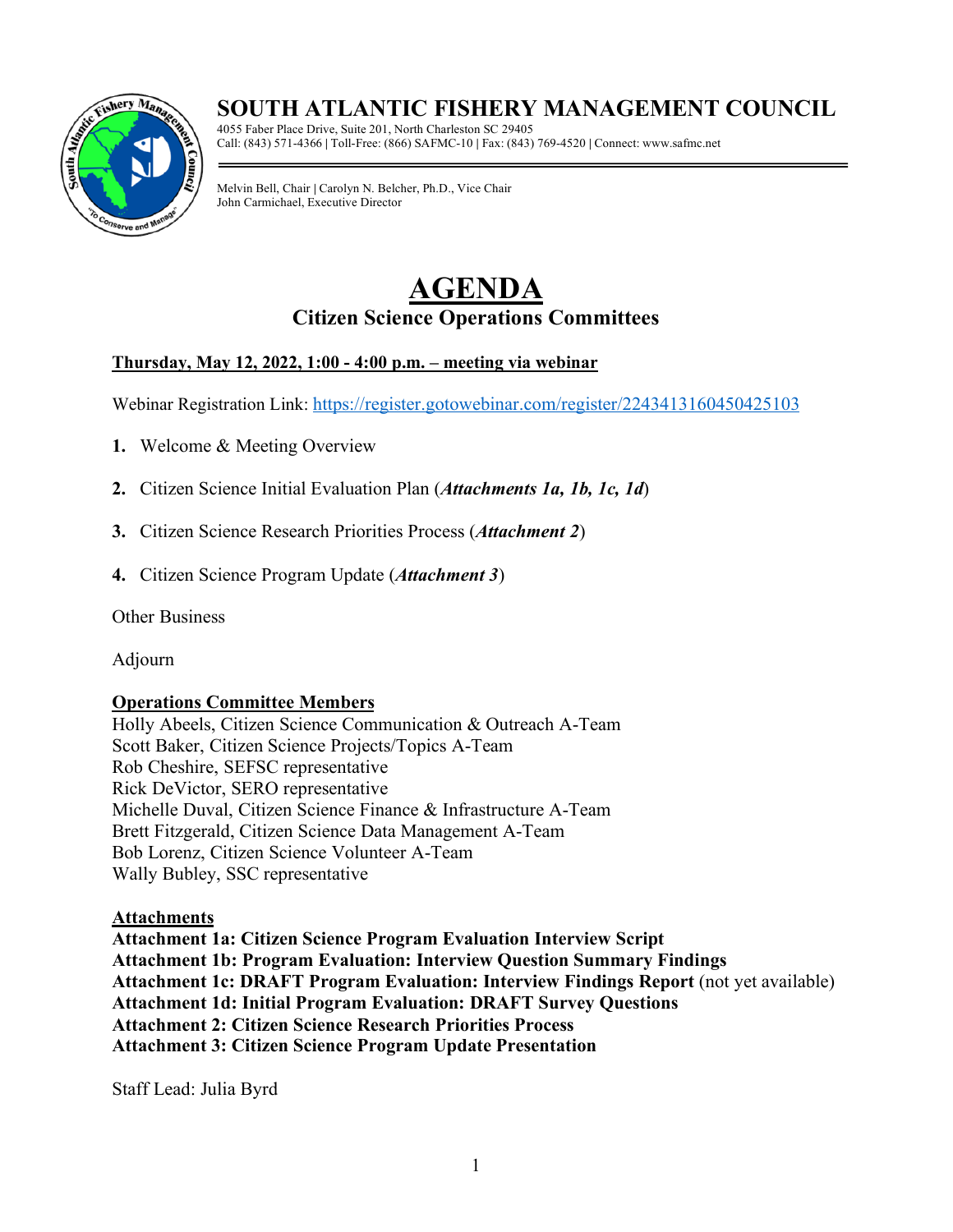# SOUTH ATLANTIC FISHERY MANAGEMENT COUNCIL

4055 Faber Place Drive, Suite 201, North Charleston SC 29405
Call: (843) 571-4366 | Toll-Free: (866) SAFMC-10 | Fax: (843) 769-4520 | Connect: www.safmc.net

Melvin Bell, Chair | Carolyn N. Belcher, Ph.D., Vice Chair
John Carmichael, Executive Director

# AGENDA

## Citizen Science Operations Committees

**Thursday, May 12, 2022, 1:00 - 4:00 p.m. – meeting via webinar**

Webinar Registration Link: https://register.gotowebinar.com/register/2243413160450425103

1. Welcome & Meeting Overview
2. Citizen Science Initial Evaluation Plan (***Attachments 1a, 1b, 1c, 1d***)
3. Citizen Science Research Priorities Process (***Attachment 2***)
4. Citizen Science Program Update (***Attachment 3***)

Other Business

Adjourn

**Operations Committee Members**

Holly Abeels, Citizen Science Communication & Outreach A-Team
Scott Baker, Citizen Science Projects/Topics A-Team
Rob Cheshire, SEFSC representative
Rick DeVictor, SERO representative
Michelle Duval, Citizen Science Finance & Infrastructure A-Team
Brett Fitzgerald, Citizen Science Data Management A-Team
Bob Lorenz, Citizen Science Volunteer A-Team
Wally Bubley, SSC representative

**Attachments**

**Attachment 1a: Citizen Science Program Evaluation Interview Script**
**Attachment 1b: Program Evaluation: Interview Question Summary Findings**
**Attachment 1c: DRAFT Program Evaluation: Interview Findings Report** (not yet available)
**Attachment 1d: Initial Program Evaluation: DRAFT Survey Questions**
**Attachment 2: Citizen Science Research Priorities Process**
**Attachment 3: Citizen Science Program Update Presentation**

Staff Lead: Julia Byrd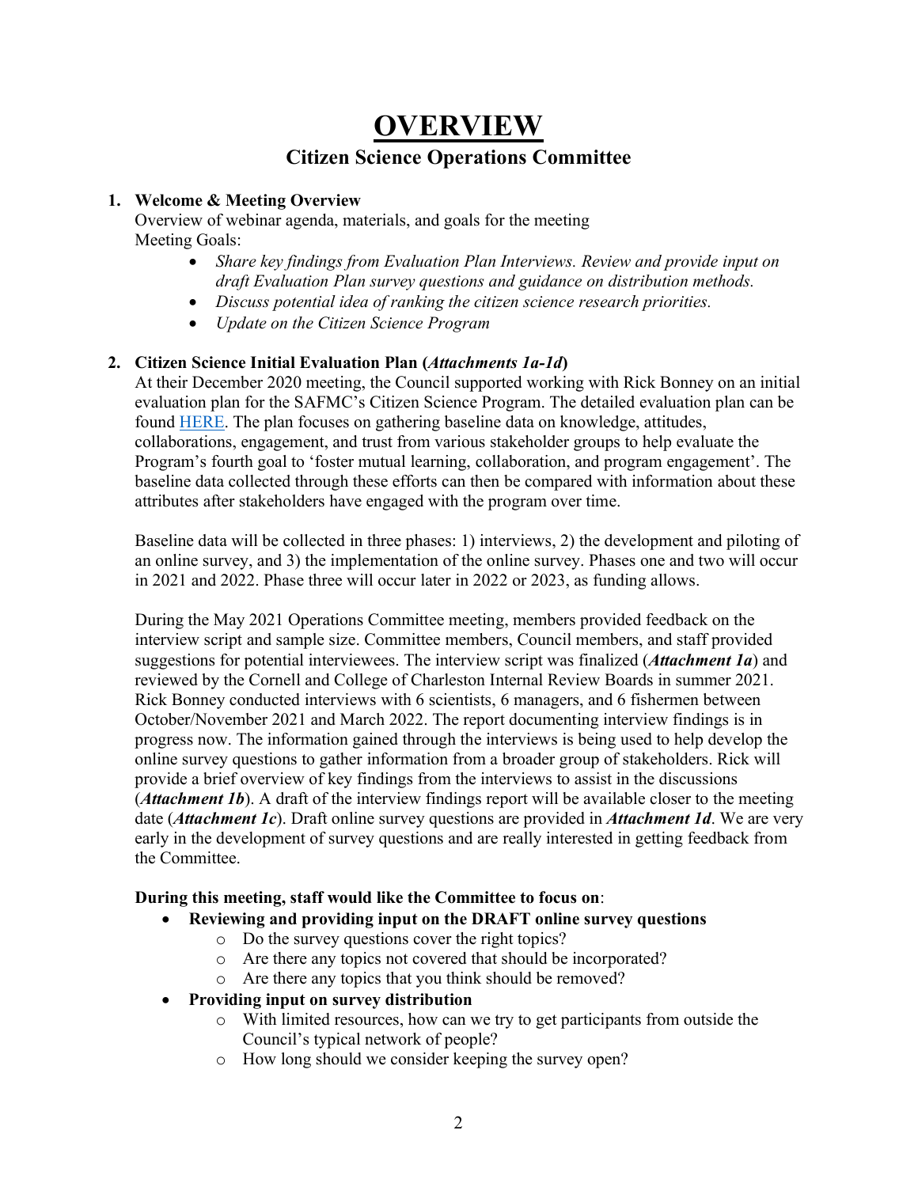# OVERVIEW

## Citizen Science Operations Committee

1. **Welcome & Meeting Overview**

   Overview of webinar agenda, materials, and goals for the meeting

   Meeting Goals:

   - *Share key findings from Evaluation Plan Interviews. Review and provide input on draft Evaluation Plan survey questions and guidance on distribution methods.*
   - *Discuss potential idea of ranking the citizen science research priorities.*
   - *Update on the Citizen Science Program*

2. **Citizen Science Initial Evaluation Plan (*Attachments 1a-1d*)**

   At their December 2020 meeting, the Council supported working with Rick Bonney on an initial evaluation plan for the SAFMC's Citizen Science Program. The detailed evaluation plan can be found HERE. The plan focuses on gathering baseline data on knowledge, attitudes, collaborations, engagement, and trust from various stakeholder groups to help evaluate the Program's fourth goal to 'foster mutual learning, collaboration, and program engagement'. The baseline data collected through these efforts can then be compared with information about these attributes after stakeholders have engaged with the program over time.

   Baseline data will be collected in three phases: 1) interviews, 2) the development and piloting of an online survey, and 3) the implementation of the online survey. Phases one and two will occur in 2021 and 2022. Phase three will occur later in 2022 or 2023, as funding allows.

   During the May 2021 Operations Committee meeting, members provided feedback on the interview script and sample size. Committee members, Council members, and staff provided suggestions for potential interviewees. The interview script was finalized (***Attachment 1a***) and reviewed by the Cornell and College of Charleston Internal Review Boards in summer 2021. Rick Bonney conducted interviews with 6 scientists, 6 managers, and 6 fishermen between October/November 2021 and March 2022. The report documenting interview findings is in progress now. The information gained through the interviews is being used to help develop the online survey questions to gather information from a broader group of stakeholders. Rick will provide a brief overview of key findings from the interviews to assist in the discussions (***Attachment 1b***). A draft of the interview findings report will be available closer to the meeting date (***Attachment 1c***). Draft online survey questions are provided in ***Attachment 1d***. We are very early in the development of survey questions and are really interested in getting feedback from the Committee.

   **During this meeting, staff would like the Committee to focus on**:

   - **Reviewing and providing input on the DRAFT online survey questions**
     - Do the survey questions cover the right topics?
     - Are there any topics not covered that should be incorporated?
     - Are there any topics that you think should be removed?
   - **Providing input on survey distribution**
     - With limited resources, how can we try to get participants from outside the Council's typical network of people?
     - How long should we consider keeping the survey open?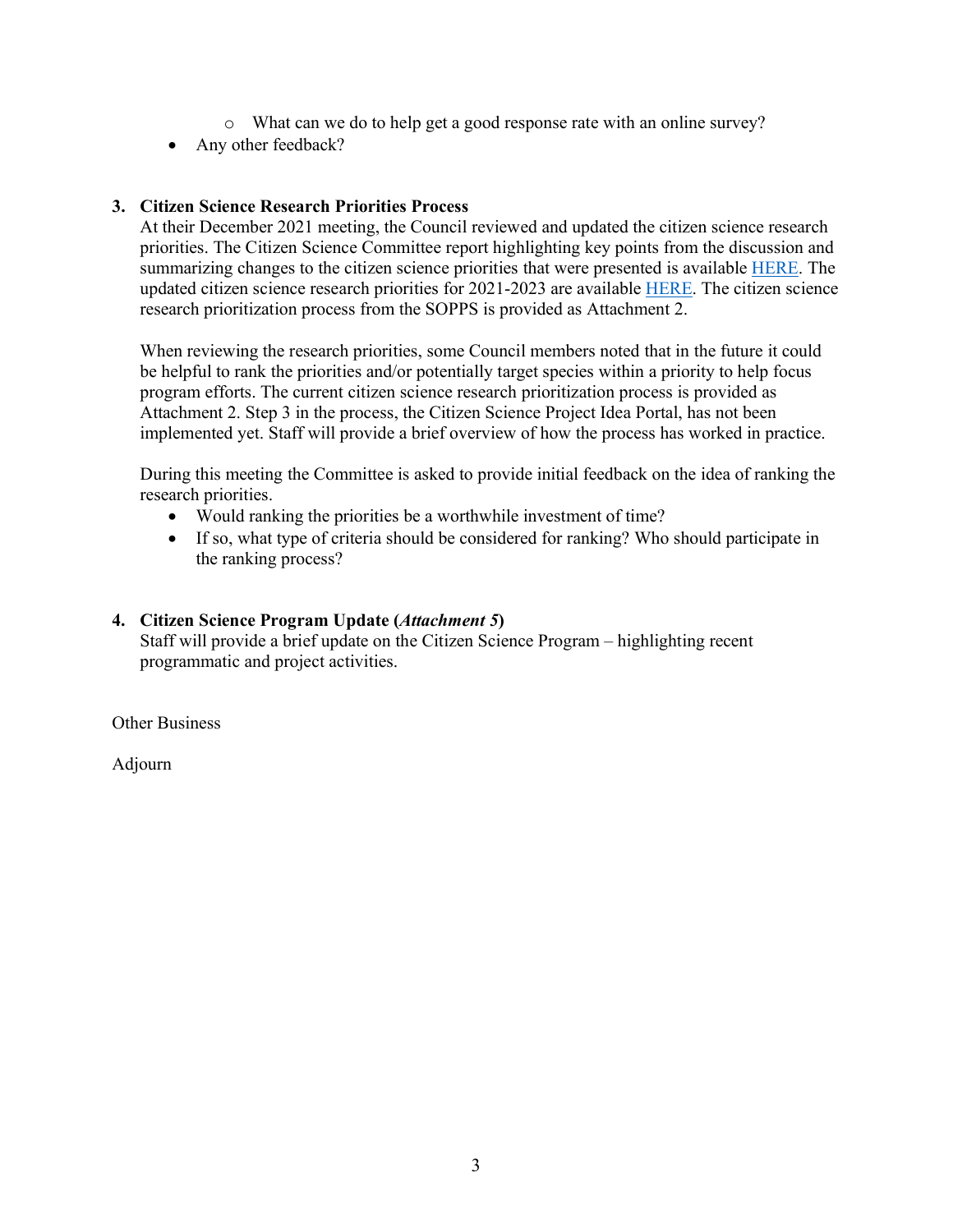- What can we do to help get a good response rate with an online survey?
- Any other feedback?

3. **Citizen Science Research Priorities Process**

   At their December 2021 meeting, the Council reviewed and updated the citizen science research priorities. The Citizen Science Committee report highlighting key points from the discussion and summarizing changes to the citizen science priorities that were presented is available HERE. The updated citizen science research priorities for 2021-2023 are available HERE. The citizen science research prioritization process from the SOPPS is provided as Attachment 2.

   When reviewing the research priorities, some Council members noted that in the future it could be helpful to rank the priorities and/or potentially target species within a priority to help focus program efforts. The current citizen science research prioritization process is provided as Attachment 2. Step 3 in the process, the Citizen Science Project Idea Portal, has not been implemented yet. Staff will provide a brief overview of how the process has worked in practice.

   During this meeting the Committee is asked to provide initial feedback on the idea of ranking the research priorities.

   - Would ranking the priorities be a worthwhile investment of time?
   - If so, what type of criteria should be considered for ranking? Who should participate in the ranking process?

4. **Citizen Science Program Update (*Attachment 5*)**

   Staff will provide a brief update on the Citizen Science Program – highlighting recent programmatic and project activities.

Other Business

Adjourn